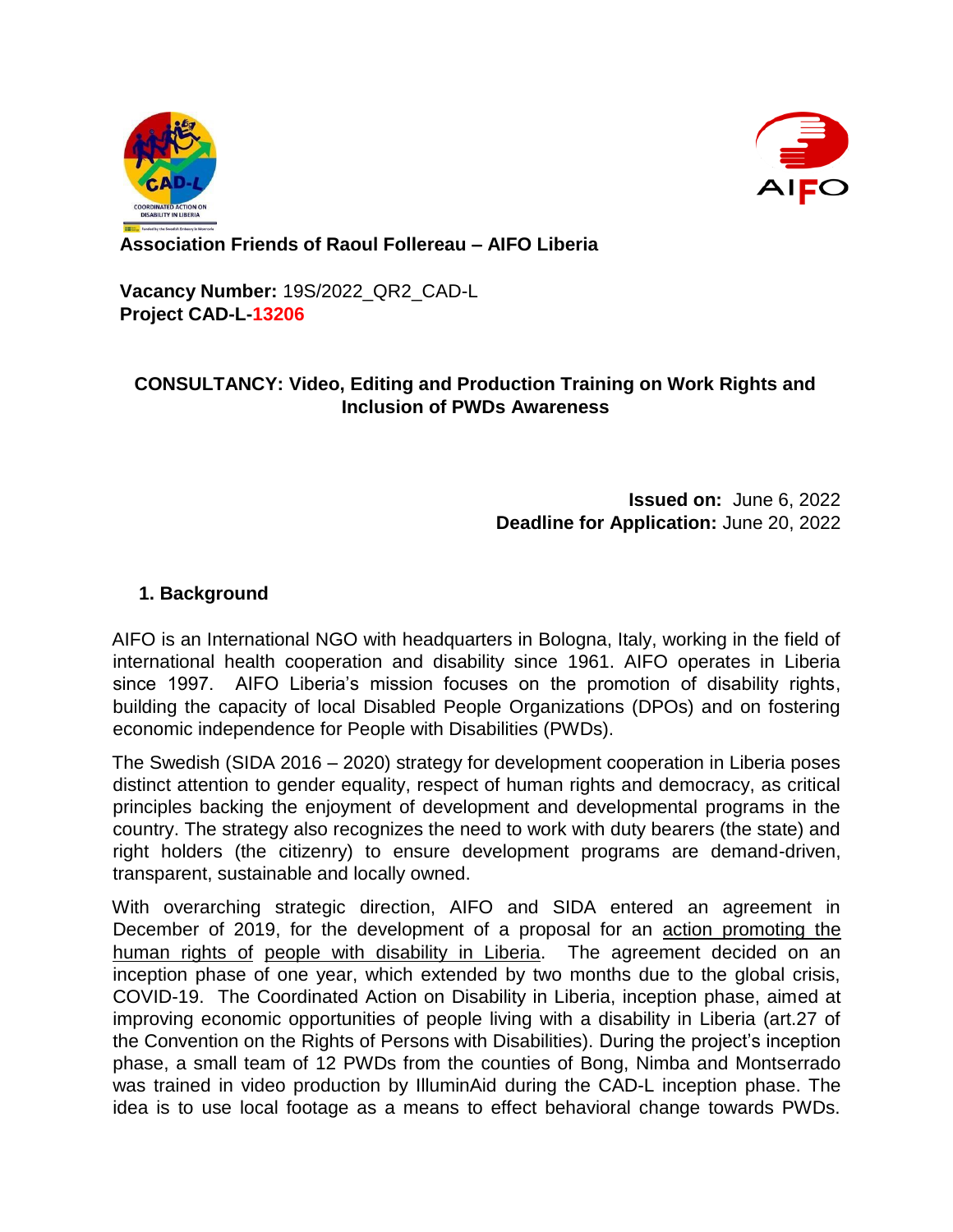**Association Friends of Raoul Follereau – AIFO Liberia**

**Vacancy Number:** 19S/2022_QR2_CAD-L
**Project CAD-L-13206**

**CONSULTANCY: Video, Editing and Production Training on Work Rights and Inclusion of PWDs Awareness**

**Issued on:** June 6, 2022
**Deadline for Application:** June 20, 2022

## 1. Background

AIFO is an International NGO with headquarters in Bologna, Italy, working in the field of international health cooperation and disability since 1961. AIFO operates in Liberia since 1997. AIFO Liberia's mission focuses on the promotion of disability rights, building the capacity of local Disabled People Organizations (DPOs) and on fostering economic independence for People with Disabilities (PWDs).

The Swedish (SIDA 2016 – 2020) strategy for development cooperation in Liberia poses distinct attention to gender equality, respect of human rights and democracy, as critical principles backing the enjoyment of development and developmental programs in the country. The strategy also recognizes the need to work with duty bearers (the state) and right holders (the citizenry) to ensure development programs are demand-driven, transparent, sustainable and locally owned.

With overarching strategic direction, AIFO and SIDA entered an agreement in December of 2019, for the development of a proposal for an action promoting the human rights of people with disability in Liberia. The agreement decided on an inception phase of one year, which extended by two months due to the global crisis, COVID-19. The Coordinated Action on Disability in Liberia, inception phase, aimed at improving economic opportunities of people living with a disability in Liberia (art.27 of the Convention on the Rights of Persons with Disabilities). During the project's inception phase, a small team of 12 PWDs from the counties of Bong, Nimba and Montserrado was trained in video production by IlluminAid during the CAD-L inception phase. The idea is to use local footage as a means to effect behavioral change towards PWDs.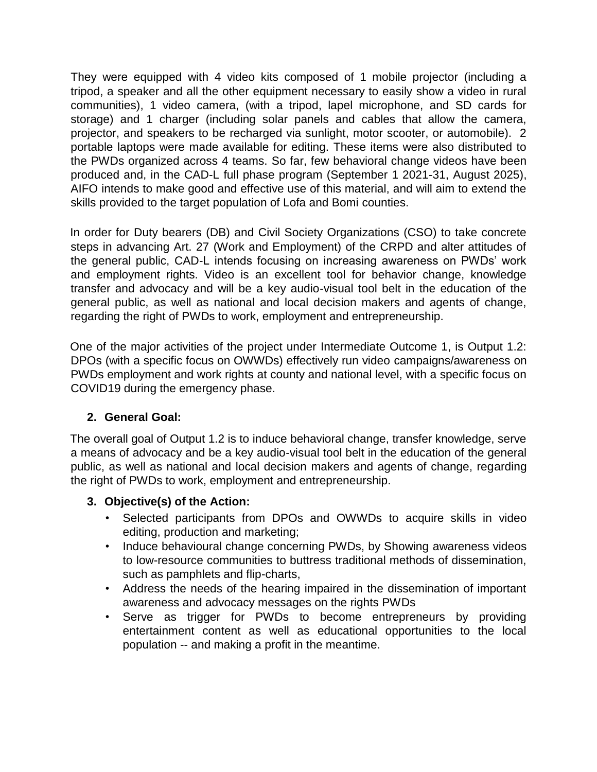They were equipped with 4 video kits composed of 1 mobile projector (including a tripod, a speaker and all the other equipment necessary to easily show a video in rural communities), 1 video camera, (with a tripod, lapel microphone, and SD cards for storage) and 1 charger (including solar panels and cables that allow the camera, projector, and speakers to be recharged via sunlight, motor scooter, or automobile). 2 portable laptops were made available for editing. These items were also distributed to the PWDs organized across 4 teams. So far, few behavioral change videos have been produced and, in the CAD-L full phase program (September 1 2021-31, August 2025), AIFO intends to make good and effective use of this material, and will aim to extend the skills provided to the target population of Lofa and Bomi counties.

In order for Duty bearers (DB) and Civil Society Organizations (CSO) to take concrete steps in advancing Art. 27 (Work and Employment) of the CRPD and alter attitudes of the general public, CAD-L intends focusing on increasing awareness on PWDs' work and employment rights. Video is an excellent tool for behavior change, knowledge transfer and advocacy and will be a key audio-visual tool belt in the education of the general public, as well as national and local decision makers and agents of change, regarding the right of PWDs to work, employment and entrepreneurship.

One of the major activities of the project under Intermediate Outcome 1, is Output 1.2: DPOs (with a specific focus on OWWDs) effectively run video campaigns/awareness on PWDs employment and work rights at county and national level, with a specific focus on COVID19 during the emergency phase.

## 2. General Goal:

The overall goal of Output 1.2 is to induce behavioral change, transfer knowledge, serve a means of advocacy and be a key audio-visual tool belt in the education of the general public, as well as national and local decision makers and agents of change, regarding the right of PWDs to work, employment and entrepreneurship.

## 3. Objective(s) of the Action:

- Selected participants from DPOs and OWWDs to acquire skills in video editing, production and marketing;
- Induce behavioural change concerning PWDs, by Showing awareness videos to low-resource communities to buttress traditional methods of dissemination, such as pamphlets and flip-charts,
- Address the needs of the hearing impaired in the dissemination of important awareness and advocacy messages on the rights PWDs
- Serve as trigger for PWDs to become entrepreneurs by providing entertainment content as well as educational opportunities to the local population -- and making a profit in the meantime.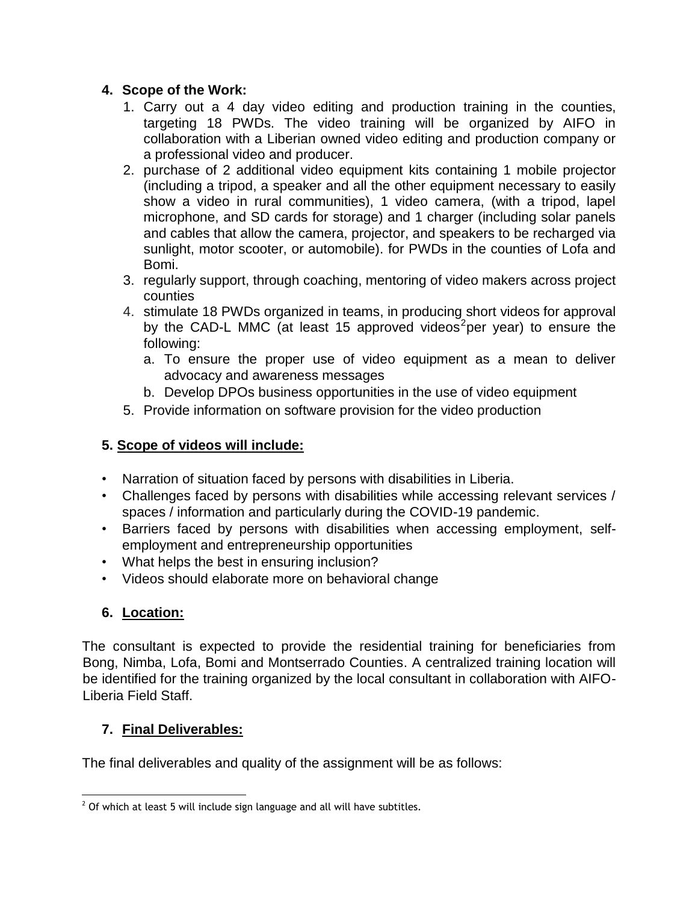## 4. Scope of the Work:

1. Carry out a 4 day video editing and production training in the counties, targeting 18 PWDs. The video training will be organized by AIFO in collaboration with a Liberian owned video editing and production company or a professional video and producer.
2. purchase of 2 additional video equipment kits containing 1 mobile projector (including a tripod, a speaker and all the other equipment necessary to easily show a video in rural communities), 1 video camera, (with a tripod, lapel microphone, and SD cards for storage) and 1 charger (including solar panels and cables that allow the camera, projector, and speakers to be recharged via sunlight, motor scooter, or automobile). for PWDs in the counties of Lofa and Bomi.
3. regularly support, through coaching, mentoring of video makers across project counties
4. stimulate 18 PWDs organized in teams, in producing short videos for approval by the CAD-L MMC (at least 15 approved videos[2] per year) to ensure the following:
   a. To ensure the proper use of video equipment as a mean to deliver advocacy and awareness messages
   b. Develop DPOs business opportunities in the use of video equipment
5. Provide information on software provision for the video production

## 5. Scope of videos will include:

- Narration of situation faced by persons with disabilities in Liberia.
- Challenges faced by persons with disabilities while accessing relevant services / spaces / information and particularly during the COVID-19 pandemic.
- Barriers faced by persons with disabilities when accessing employment, self-employment and entrepreneurship opportunities
- What helps the best in ensuring inclusion?
- Videos should elaborate more on behavioral change

## 6. Location:

The consultant is expected to provide the residential training for beneficiaries from Bong, Nimba, Lofa, Bomi and Montserrado Counties. A centralized training location will be identified for the training organized by the local consultant in collaboration with AIFO-Liberia Field Staff.

## 7. Final Deliverables:

The final deliverables and quality of the assignment will be as follows:

[2] Of which at least 5 will include sign language and all will have subtitles.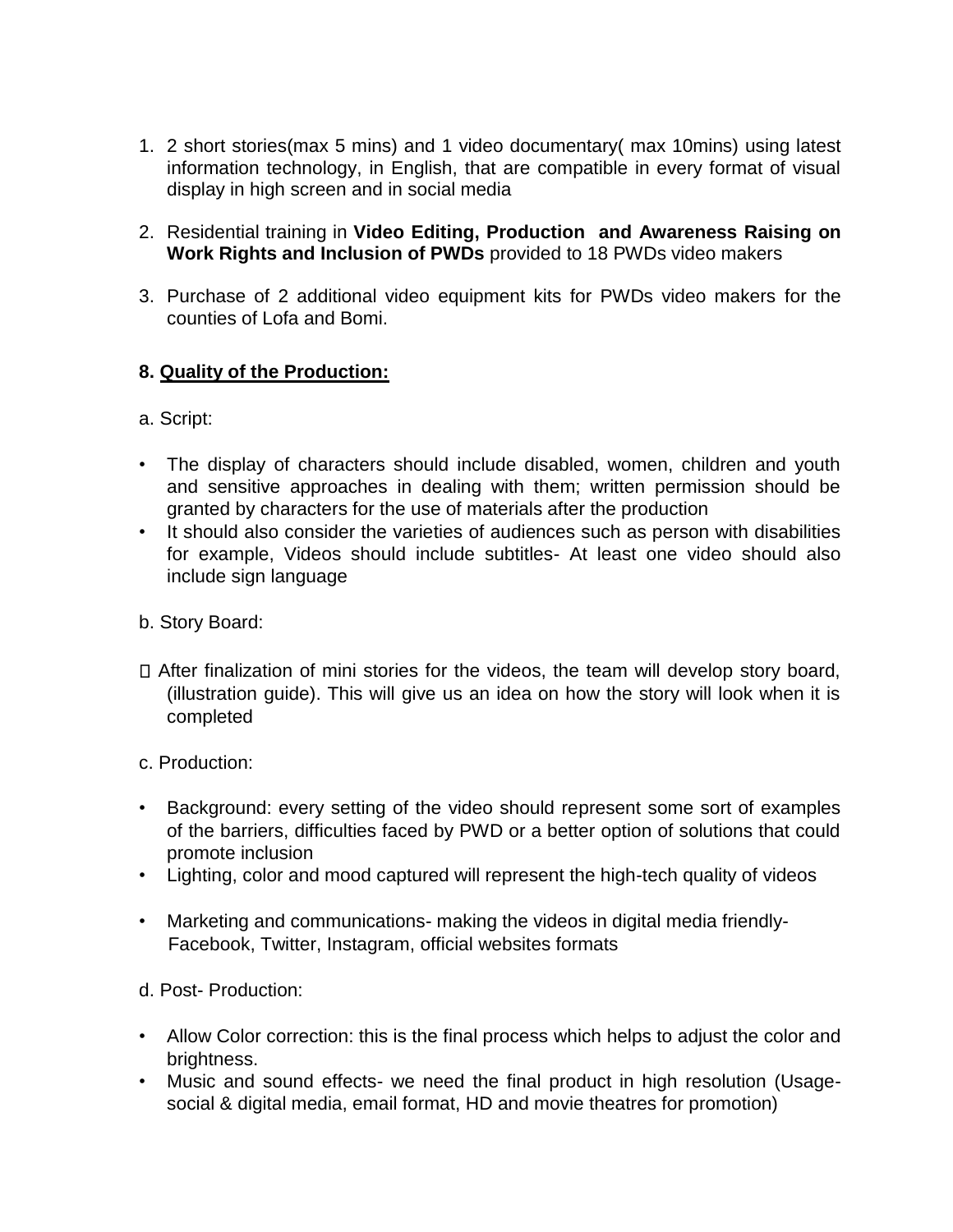1. 2 short stories(max 5 mins) and 1 video documentary( max 10mins) using latest information technology, in English, that are compatible in every format of visual display in high screen and in social media

2. Residential training in **Video Editing, Production and Awareness Raising on Work Rights and Inclusion of PWDs** provided to 18 PWDs video makers

3. Purchase of 2 additional video equipment kits for PWDs video makers for the counties of Lofa and Bomi.

**8. <u>Quality of the Production:</u>**

a. Script:

- The display of characters should include disabled, women, children and youth and sensitive approaches in dealing with them; written permission should be granted by characters for the use of materials after the production
- It should also consider the varieties of audiences such as person with disabilities for example, Videos should include subtitles- At least one video should also include sign language

b. Story Board:

- After finalization of mini stories for the videos, the team will develop story board, (illustration guide). This will give us an idea on how the story will look when it is completed

c. Production:

- Background: every setting of the video should represent some sort of examples of the barriers, difficulties faced by PWD or a better option of solutions that could promote inclusion
- Lighting, color and mood captured will represent the high-tech quality of videos
- Marketing and communications- making the videos in digital media friendly- Facebook, Twitter, Instagram, official websites formats

d. Post- Production:

- Allow Color correction: this is the final process which helps to adjust the color and brightness.
- Music and sound effects- we need the final product in high resolution (Usage- social & digital media, email format, HD and movie theatres for promotion)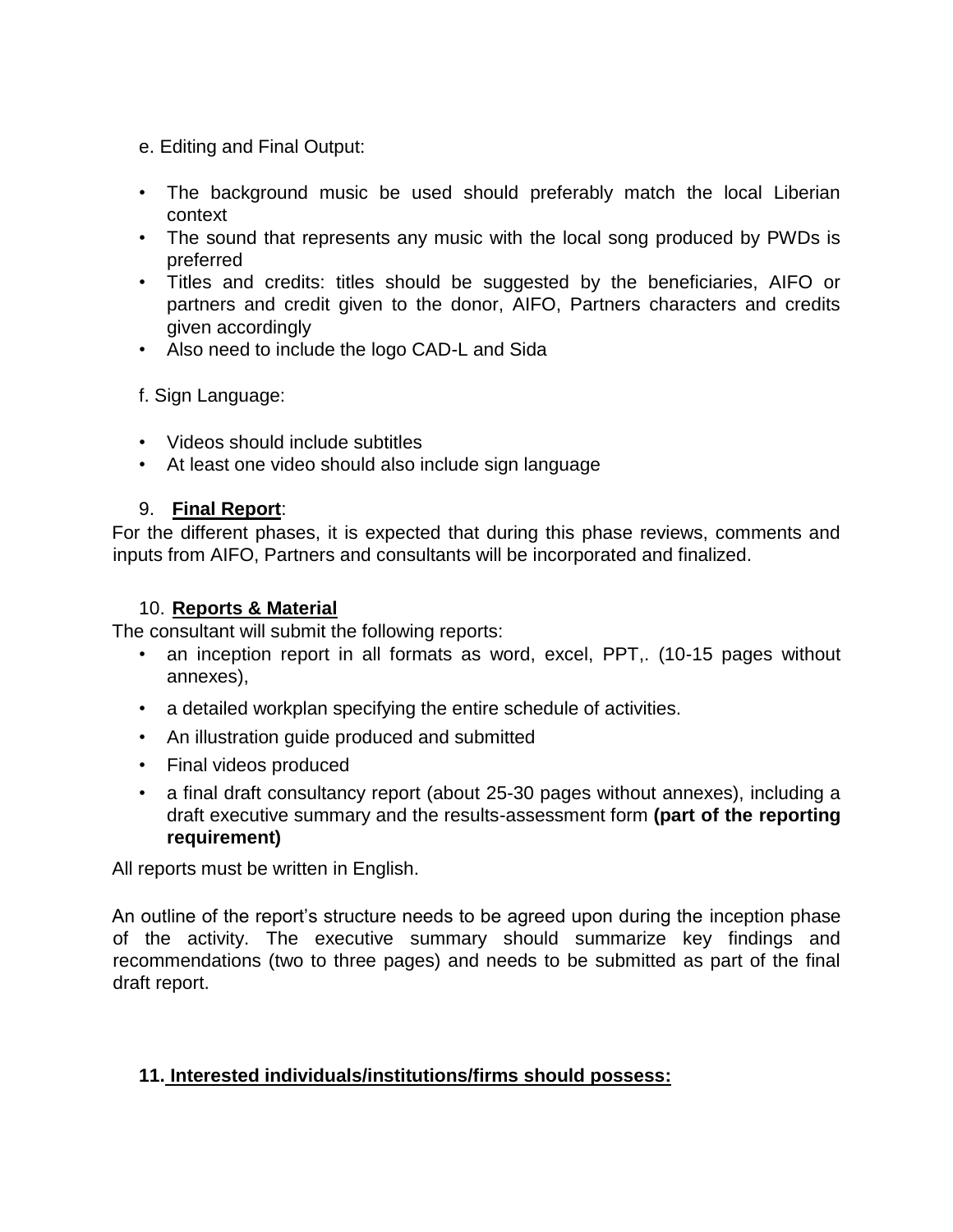e. Editing and Final Output:

- The background music be used should preferably match the local Liberian context
- The sound that represents any music with the local song produced by PWDs is preferred
- Titles and credits: titles should be suggested by the beneficiaries, AIFO or partners and credit given to the donor, AIFO, Partners characters and credits given accordingly
- Also need to include the logo CAD-L and Sida

f. Sign Language:

- Videos should include subtitles
- At least one video should also include sign language

9. **Final Report**:

For the different phases, it is expected that during this phase reviews, comments and inputs from AIFO, Partners and consultants will be incorporated and finalized.

10. **Reports & Material**

The consultant will submit the following reports:

- an inception report in all formats as word, excel, PPT,. (10-15 pages without annexes),
- a detailed workplan specifying the entire schedule of activities.
- An illustration guide produced and submitted
- Final videos produced
- a final draft consultancy report (about 25-30 pages without annexes), including a draft executive summary and the results-assessment form **(part of the reporting requirement)**

All reports must be written in English.

An outline of the report's structure needs to be agreed upon during the inception phase of the activity. The executive summary should summarize key findings and recommendations (two to three pages) and needs to be submitted as part of the final draft report.

**11. Interested individuals/institutions/firms should possess:**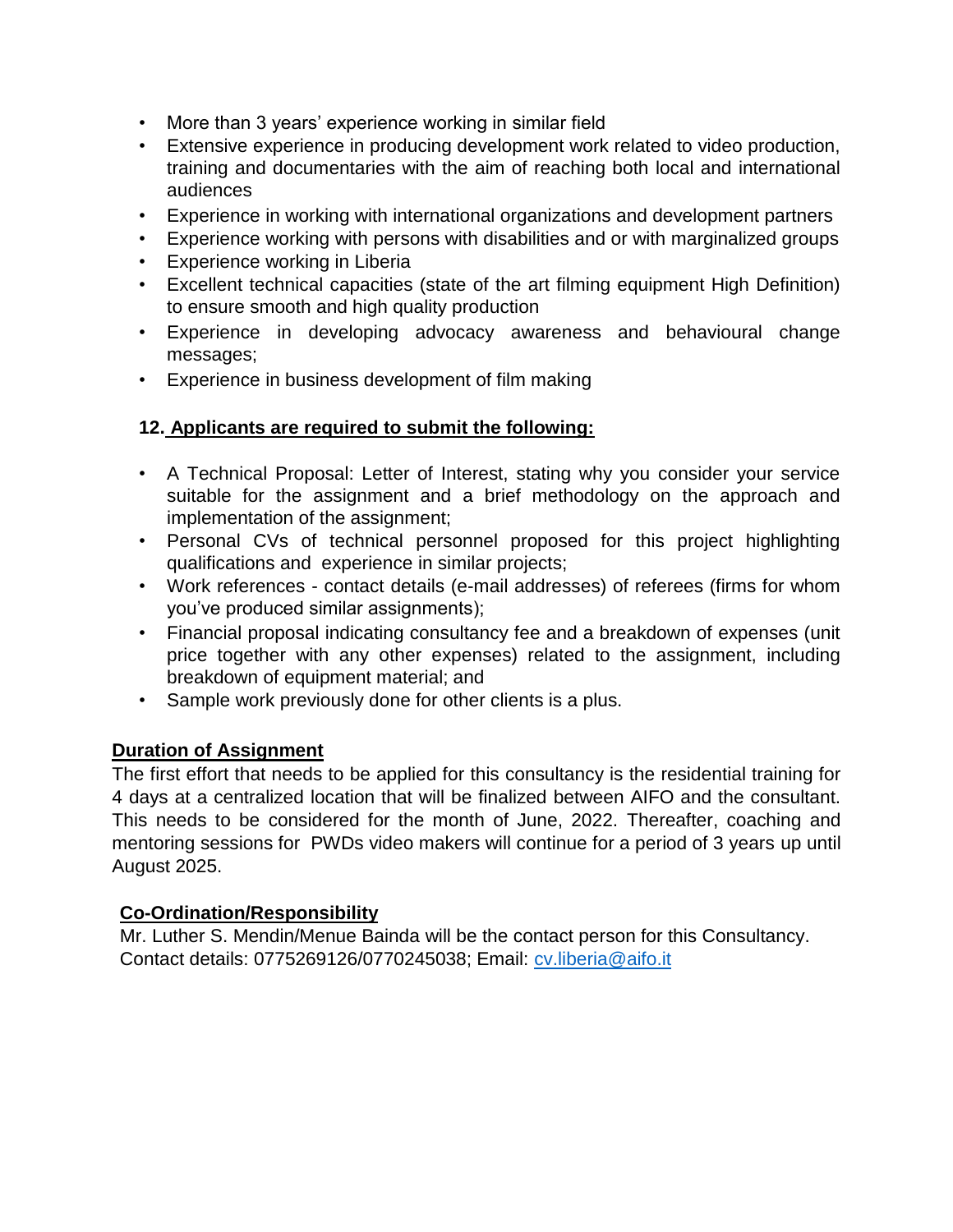- More than 3 years' experience working in similar field
- Extensive experience in producing development work related to video production, training and documentaries with the aim of reaching both local and international audiences
- Experience in working with international organizations and development partners
- Experience working with persons with disabilities and or with marginalized groups
- Experience working in Liberia
- Excellent technical capacities (state of the art filming equipment High Definition) to ensure smooth and high quality production
- Experience in developing advocacy awareness and behavioural change messages;
- Experience in business development of film making

### 12. Applicants are required to submit the following:

- A Technical Proposal: Letter of Interest, stating why you consider your service suitable for the assignment and a brief methodology on the approach and implementation of the assignment;
- Personal CVs of technical personnel proposed for this project highlighting qualifications and experience in similar projects;
- Work references - contact details (e-mail addresses) of referees (firms for whom you've produced similar assignments);
- Financial proposal indicating consultancy fee and a breakdown of expenses (unit price together with any other expenses) related to the assignment, including breakdown of equipment material; and
- Sample work previously done for other clients is a plus.

### Duration of Assignment

The first effort that needs to be applied for this consultancy is the residential training for 4 days at a centralized location that will be finalized between AIFO and the consultant. This needs to be considered for the month of June, 2022. Thereafter, coaching and mentoring sessions for PWDs video makers will continue for a period of 3 years up until August 2025.

### Co-Ordination/Responsibility

Mr. Luther S. Mendin/Menue Bainda will be the contact person for this Consultancy.
Contact details: 0775269126/0770245038; Email: cv.liberia@aifo.it